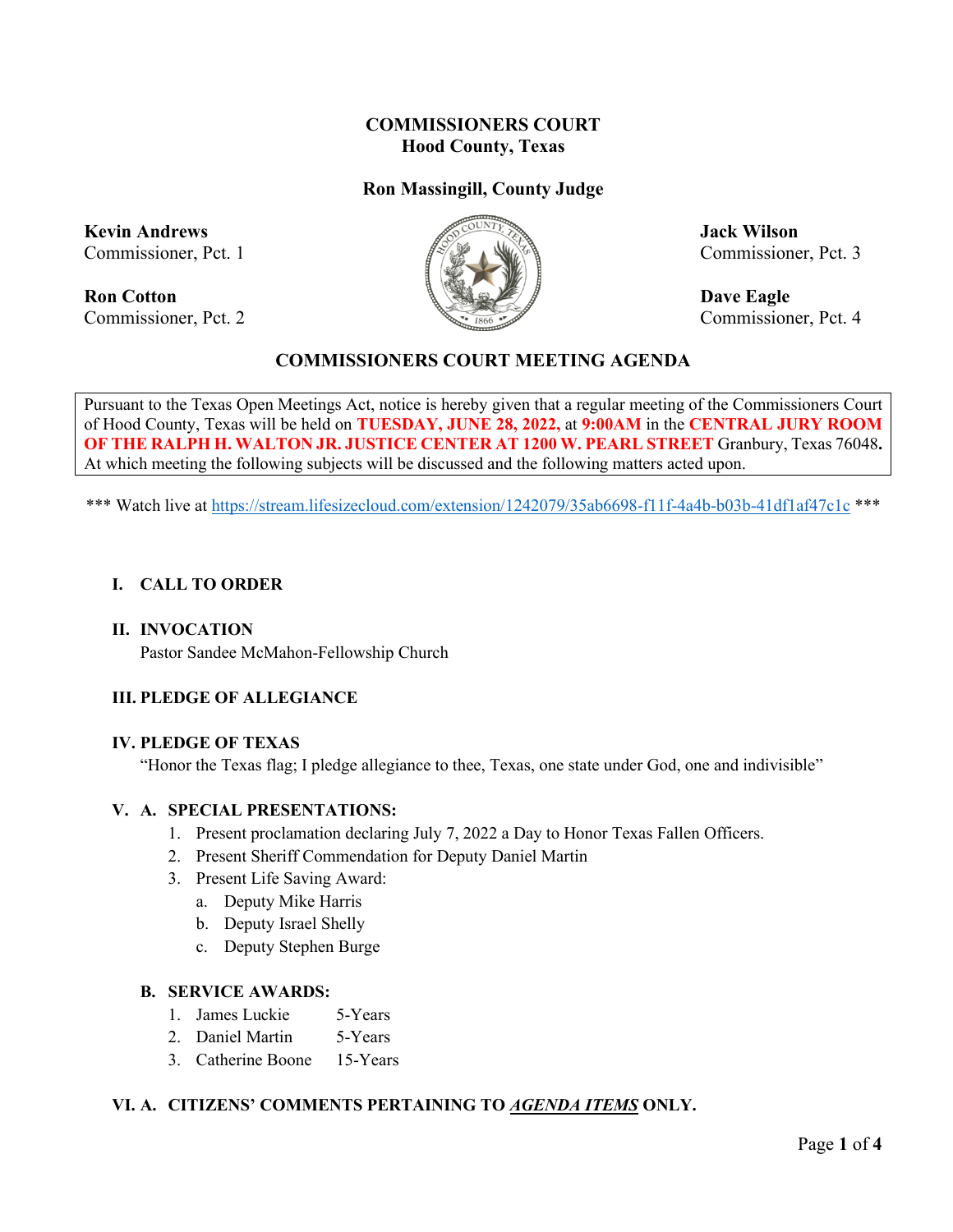**COMMISSIONERS COURT**
**Hood County, Texas**

**Ron Massingill, County Judge**

**Kevin Andrews**
Commissioner, Pct. 1

**Ron Cotton**
Commissioner, Pct. 2

**Jack Wilson**
Commissioner, Pct. 3

**Dave Eagle**
Commissioner, Pct. 4

## COMMISSIONERS COURT MEETING AGENDA

Pursuant to the Texas Open Meetings Act, notice is hereby given that a regular meeting of the Commissioners Court of Hood County, Texas will be held on **TUESDAY, JUNE 28, 2022,** at **9:00AM** in the **CENTRAL JURY ROOM OF THE RALPH H. WALTON JR. JUSTICE CENTER AT 1200 W. PEARL STREET** Granbury, Texas 76048**.** At which meeting the following subjects will be discussed and the following matters acted upon.

*** Watch live at https://stream.lifesizecloud.com/extension/1242079/35ab6698-f11f-4a4b-b03b-41df1af47c1c ***

**I. CALL TO ORDER**

**II. INVOCATION**
Pastor Sandee McMahon-Fellowship Church

**III. PLEDGE OF ALLEGIANCE**

**IV. PLEDGE OF TEXAS**
"Honor the Texas flag; I pledge allegiance to thee, Texas, one state under God, one and indivisible"

**V. A. SPECIAL PRESENTATIONS:**

1. Present proclamation declaring July 7, 2022 a Day to Honor Texas Fallen Officers.
2. Present Sheriff Commendation for Deputy Daniel Martin
3. Present Life Saving Award:
   a. Deputy Mike Harris
   b. Deputy Israel Shelly
   c. Deputy Stephen Burge

**B. SERVICE AWARDS:**

1. James Luckie 5-Years
2. Daniel Martin 5-Years
3. Catherine Boone 15-Years

**VI. A. CITIZENS' COMMENTS PERTAINING TO _AGENDA ITEMS_ ONLY.**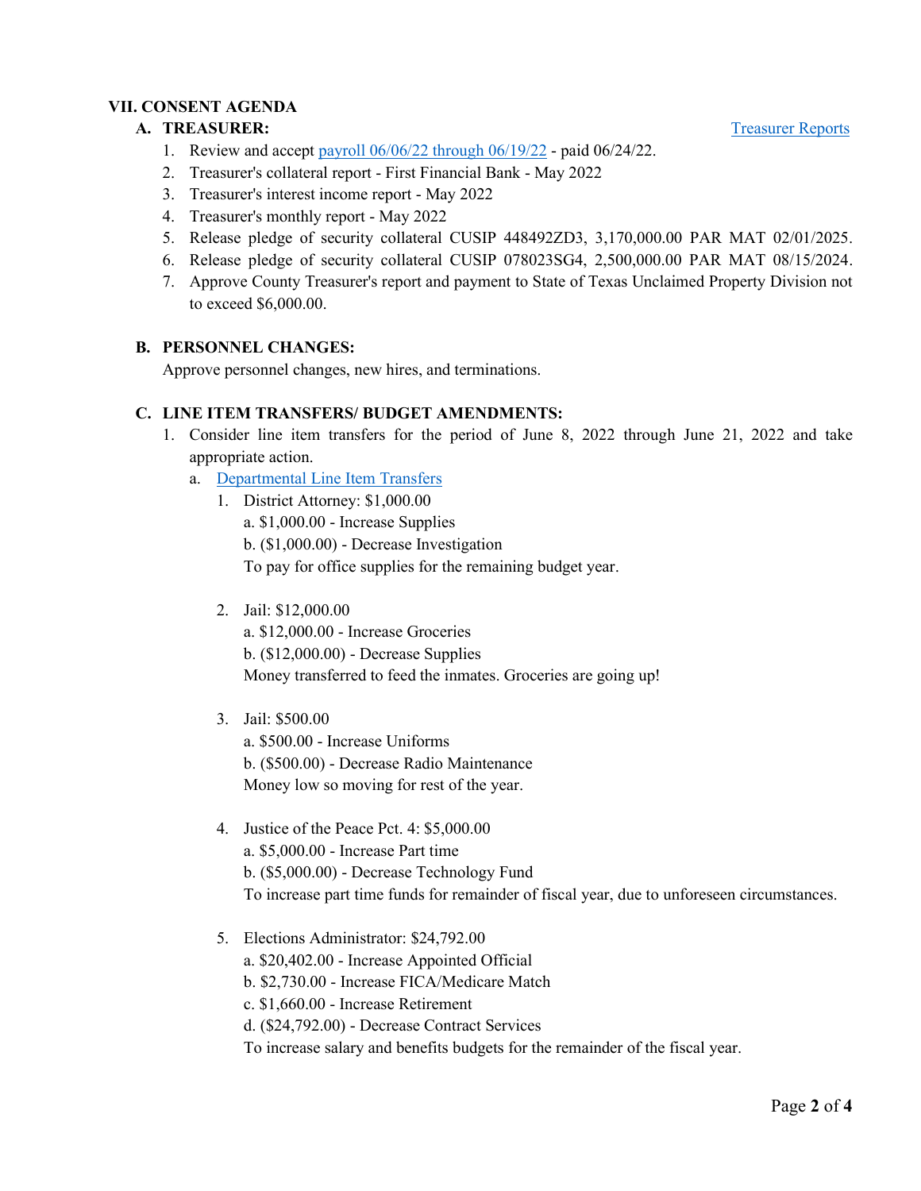## VII. CONSENT AGENDA

### A. TREASURER:

Treasurer Reports

1. Review and accept payroll 06/06/22 through 06/19/22 - paid 06/24/22.
2. Treasurer's collateral report - First Financial Bank - May 2022
3. Treasurer's interest income report - May 2022
4. Treasurer's monthly report - May 2022
5. Release pledge of security collateral CUSIP 448492ZD3, 3,170,000.00 PAR MAT 02/01/2025.
6. Release pledge of security collateral CUSIP 078023SG4, 2,500,000.00 PAR MAT 08/15/2024.
7. Approve County Treasurer's report and payment to State of Texas Unclaimed Property Division not to exceed $6,000.00.

### B. PERSONNEL CHANGES:

Approve personnel changes, new hires, and terminations.

### C. LINE ITEM TRANSFERS/ BUDGET AMENDMENTS:

1. Consider line item transfers for the period of June 8, 2022 through June 21, 2022 and take appropriate action.
   a. Departmental Line Item Transfers
      1. District Attorney: $1,000.00
         a. $1,000.00 - Increase Supplies
         b. ($1,000.00) - Decrease Investigation
         To pay for office supplies for the remaining budget year.

      2. Jail: $12,000.00
         a. $12,000.00 - Increase Groceries
         b. ($12,000.00) - Decrease Supplies
         Money transferred to feed the inmates. Groceries are going up!

      3. Jail: $500.00
         a. $500.00 - Increase Uniforms
         b. ($500.00) - Decrease Radio Maintenance
         Money low so moving for rest of the year.

      4. Justice of the Peace Pct. 4: $5,000.00
         a. $5,000.00 - Increase Part time
         b. ($5,000.00) - Decrease Technology Fund
         To increase part time funds for remainder of fiscal year, due to unforeseen circumstances.

      5. Elections Administrator: $24,792.00
         a. $20,402.00 - Increase Appointed Official
         b. $2,730.00 - Increase FICA/Medicare Match
         c. $1,660.00 - Increase Retirement
         d. ($24,792.00) - Decrease Contract Services
         To increase salary and benefits budgets for the remainder of the fiscal year.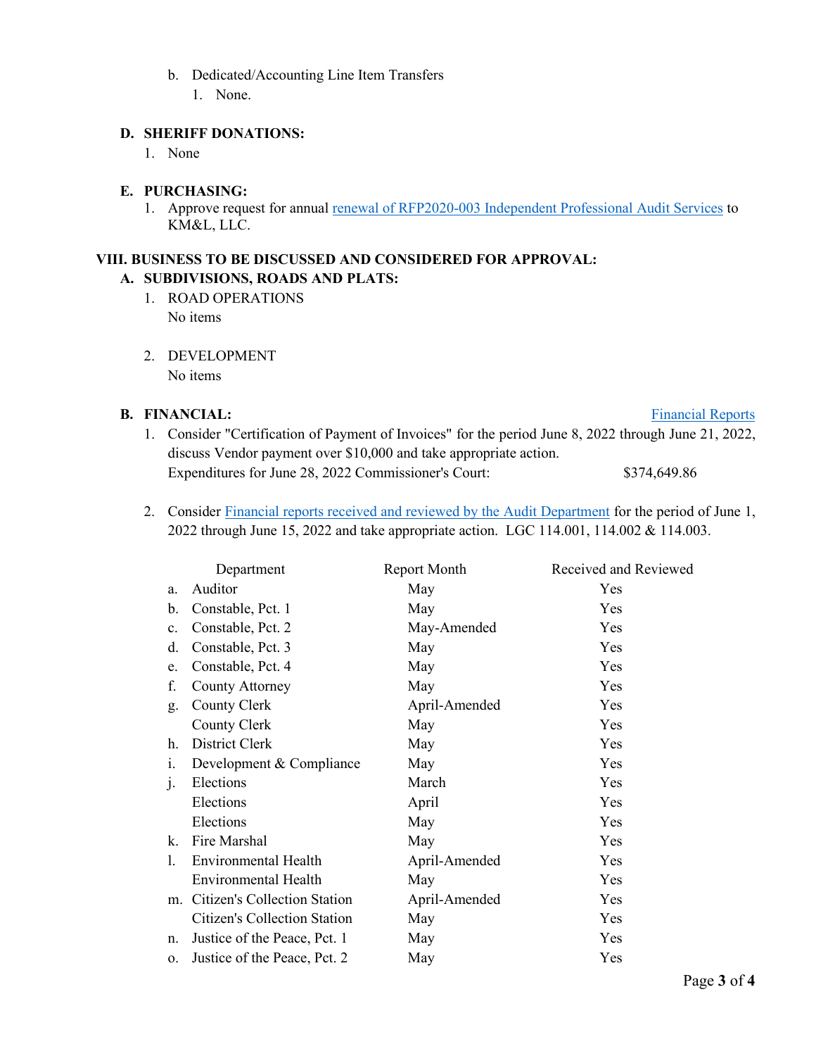b. Dedicated/Accounting Line Item Transfers
   1. None.

**D. SHERIFF DONATIONS:**

1. None

**E. PURCHASING:**

1. Approve request for annual renewal of RFP2020-003 Independent Professional Audit Services to KM&L, LLC.

**VIII. BUSINESS TO BE DISCUSSED AND CONSIDERED FOR APPROVAL:**

**A. SUBDIVISIONS, ROADS AND PLATS:**

1. ROAD OPERATIONS
   No items

2. DEVELOPMENT
   No items

**B. FINANCIAL:** Financial Reports

1. Consider "Certification of Payment of Invoices" for the period June 8, 2022 through June 21, 2022, discuss Vendor payment over $10,000 and take appropriate action.
   Expenditures for June 28, 2022 Commissioner's Court: $374,649.86

2. Consider Financial reports received and reviewed by the Audit Department for the period of June 1, 2022 through June 15, 2022 and take appropriate action. LGC 114.001, 114.002 & 114.003.

| | Department | Report Month | Received and Reviewed |
|---|---|---|---|
| a. | Auditor | May | Yes |
| b. | Constable, Pct. 1 | May | Yes |
| c. | Constable, Pct. 2 | May-Amended | Yes |
| d. | Constable, Pct. 3 | May | Yes |
| e. | Constable, Pct. 4 | May | Yes |
| f. | County Attorney | May | Yes |
| g. | County Clerk | April-Amended | Yes |
| | County Clerk | May | Yes |
| h. | District Clerk | May | Yes |
| i. | Development & Compliance | May | Yes |
| j. | Elections | March | Yes |
| | Elections | April | Yes |
| | Elections | May | Yes |
| k. | Fire Marshal | May | Yes |
| l. | Environmental Health | April-Amended | Yes |
| | Environmental Health | May | Yes |
| m. | Citizen's Collection Station | April-Amended | Yes |
| | Citizen's Collection Station | May | Yes |
| n. | Justice of the Peace, Pct. 1 | May | Yes |
| o. | Justice of the Peace, Pct. 2 | May | Yes |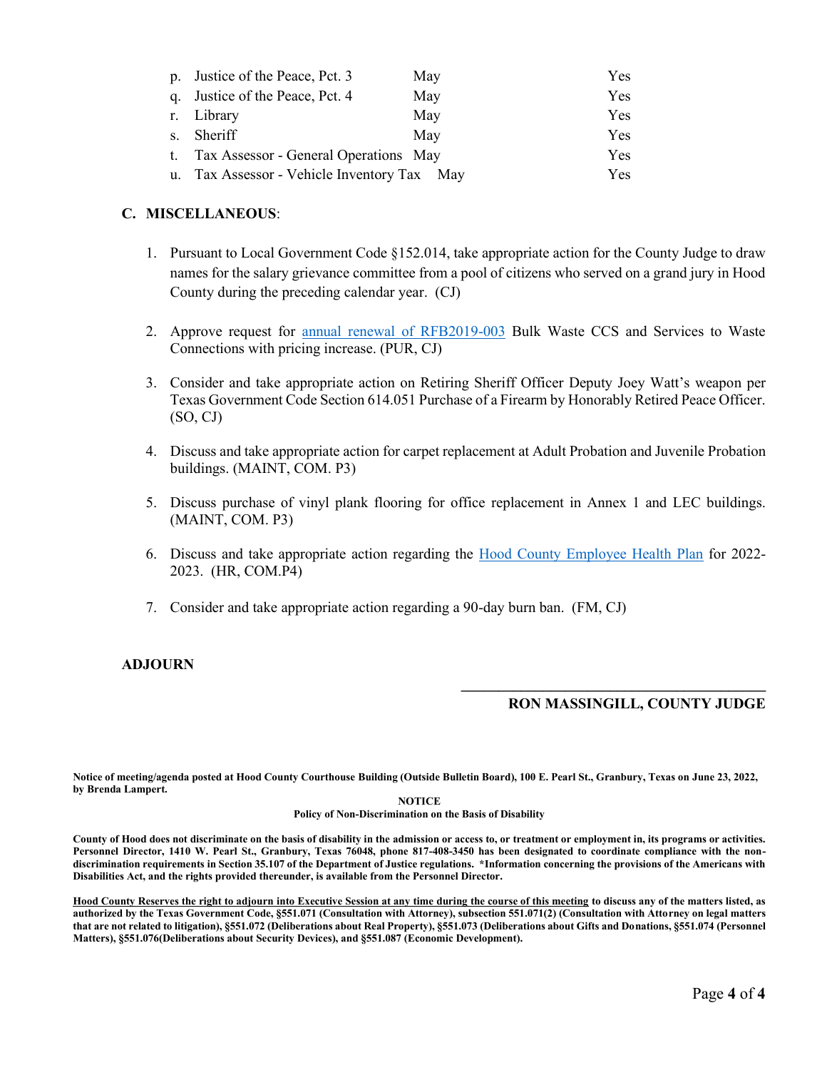| | | | |
|---|---|---|---|
| p. | Justice of the Peace, Pct. 3 | May | Yes |
| q. | Justice of the Peace, Pct. 4 | May | Yes |
| r. | Library | May | Yes |
| s. | Sheriff | May | Yes |
| t. | Tax Assessor - General Operations | May | Yes |
| u. | Tax Assessor - Vehicle Inventory Tax | May | Yes |

## C. MISCELLANEOUS:

1. Pursuant to Local Government Code §152.014, take appropriate action for the County Judge to draw names for the salary grievance committee from a pool of citizens who served on a grand jury in Hood County during the preceding calendar year. (CJ)

2. Approve request for annual renewal of RFB2019-003 Bulk Waste CCS and Services to Waste Connections with pricing increase. (PUR, CJ)

3. Consider and take appropriate action on Retiring Sheriff Officer Deputy Joey Watt's weapon per Texas Government Code Section 614.051 Purchase of a Firearm by Honorably Retired Peace Officer. (SO, CJ)

4. Discuss and take appropriate action for carpet replacement at Adult Probation and Juvenile Probation buildings. (MAINT, COM. P3)

5. Discuss purchase of vinyl plank flooring for office replacement in Annex 1 and LEC buildings. (MAINT, COM. P3)

6. Discuss and take appropriate action regarding the Hood County Employee Health Plan for 2022-2023. (HR, COM.P4)

7. Consider and take appropriate action regarding a 90-day burn ban. (FM, CJ)

**ADJOURN**

_______________________________________

**RON MASSINGILL, COUNTY JUDGE**

**Notice of meeting/agenda posted at Hood County Courthouse Building (Outside Bulletin Board), 100 E. Pearl St., Granbury, Texas on June 23, 2022, by Brenda Lampert.**

**NOTICE**
**Policy of Non-Discrimination on the Basis of Disability**

**County of Hood does not discriminate on the basis of disability in the admission or access to, or treatment or employment in, its programs or activities. Personnel Director, 1410 W. Pearl St., Granbury, Texas 76048, phone 817-408-3450 has been designated to coordinate compliance with the non-discrimination requirements in Section 35.107 of the Department of Justice regulations. \*Information concerning the provisions of the Americans with Disabilities Act, and the rights provided thereunder, is available from the Personnel Director.**

**Hood County Reserves the right to adjourn into Executive Session at any time during the course of this meeting to discuss any of the matters listed, as authorized by the Texas Government Code, §551.071 (Consultation with Attorney), subsection 551.071(2) (Consultation with Attorney on legal matters that are not related to litigation), §551.072 (Deliberations about Real Property), §551.073 (Deliberations about Gifts and Donations, §551.074 (Personnel Matters), §551.076(Deliberations about Security Devices), and §551.087 (Economic Development).**